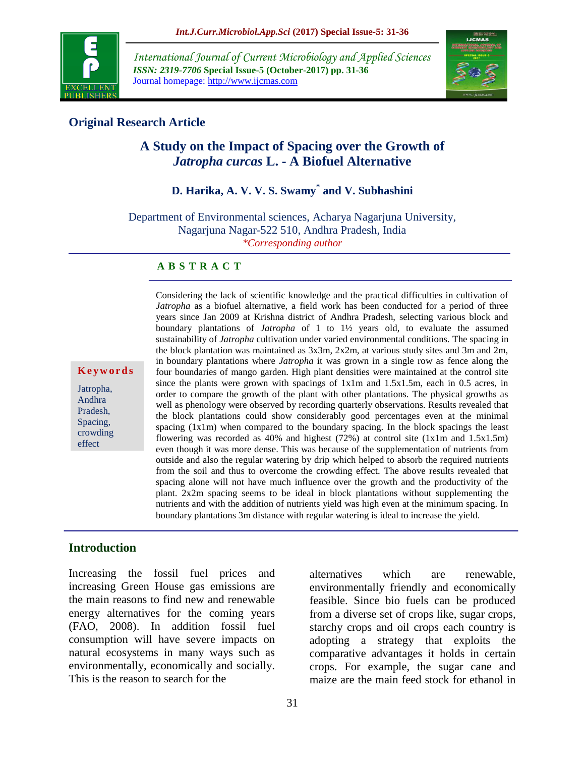**Original Research Article**

# A Study on the Impact of Spacing over the Growth of *Jatropha curcas* L. - A Biofuel Alternative

**D. Harika, A. V. V. S. Swamy* and V. Subhashini**

Department of Environmental sciences, Acharya Nagarjuna University, Nagarjuna Nagar-522 510, Andhra Pradesh, India

*Corresponding author

## ABSTRACT

**Keywords**

Jatropha, Andhra Pradesh, Spacing, crowding effect

Considering the lack of scientific knowledge and the practical difficulties in cultivation of *Jatropha* as a biofuel alternative, a field work has been conducted for a period of three years since Jan 2009 at Krishna district of Andhra Pradesh, selecting various block and boundary plantations of *Jatropha* of 1 to 1½ years old, to evaluate the assumed sustainability of *Jatropha* cultivation under varied environmental conditions. The spacing in the block plantation was maintained as 3x3m, 2x2m, at various study sites and 3m and 2m, in boundary plantations where *Jatropha* it was grown in a single row as fence along the four boundaries of mango garden. High plant densities were maintained at the control site since the plants were grown with spacings of 1x1m and 1.5x1.5m, each in 0.5 acres, in order to compare the growth of the plant with other plantations. The physical growths as well as phenology were observed by recording quarterly observations. Results revealed that the block plantations could show considerably good percentages even at the minimal spacing (1x1m) when compared to the boundary spacing. In the block spacings the least flowering was recorded as 40% and highest (72%) at control site (1x1m and 1.5x1.5m) even though it was more dense. This was because of the supplementation of nutrients from outside and also the regular watering by drip which helped to absorb the required nutrients from the soil and thus to overcome the crowding effect. The above results revealed that spacing alone will not have much influence over the growth and the productivity of the plant. 2x2m spacing seems to be ideal in block plantations without supplementing the nutrients and with the addition of nutrients yield was high even at the minimum spacing. In boundary plantations 3m distance with regular watering is ideal to increase the yield.

## Introduction

Increasing the fossil fuel prices and increasing Green House gas emissions are the main reasons to find new and renewable energy alternatives for the coming years (FAO, 2008). In addition fossil fuel consumption will have severe impacts on natural ecosystems in many ways such as environmentally, economically and socially. This is the reason to search for the alternatives which are renewable, environmentally friendly and economically feasible. Since bio fuels can be produced from a diverse set of crops like, sugar crops, starchy crops and oil crops each country is adopting a strategy that exploits the comparative advantages it holds in certain crops. For example, the sugar cane and maize are the main feed stock for ethanol in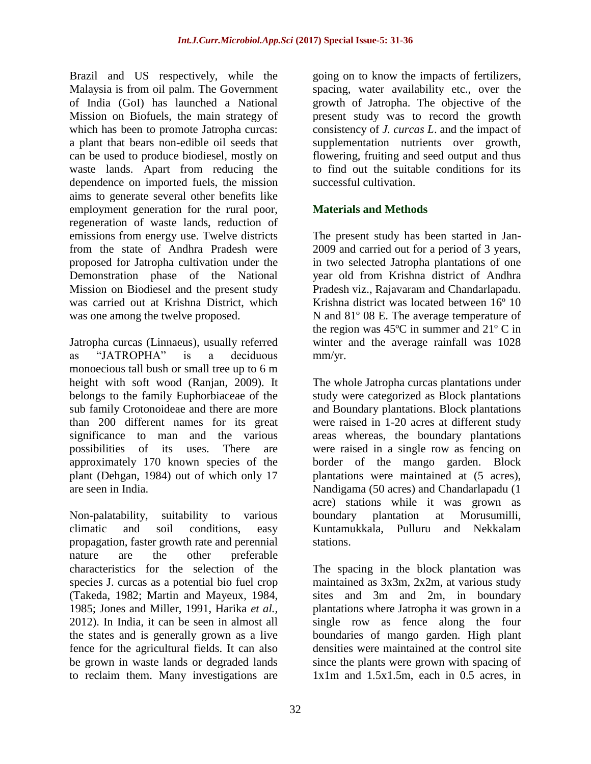Brazil and US respectively, while the Malaysia is from oil palm. The Government of India (GoI) has launched a National Mission on Biofuels, the main strategy of which has been to promote Jatropha curcas: a plant that bears non-edible oil seeds that can be used to produce biodiesel, mostly on waste lands. Apart from reducing the dependence on imported fuels, the mission aims to generate several other benefits like employment generation for the rural poor, regeneration of waste lands, reduction of emissions from energy use. Twelve districts from the state of Andhra Pradesh were proposed for Jatropha cultivation under the Demonstration phase of the National Mission on Biodiesel and the present study was carried out at Krishna District, which was one among the twelve proposed.

Jatropha curcas (Linnaeus), usually referred as "JATROPHA" is a deciduous monoecious tall bush or small tree up to 6 m height with soft wood (Ranjan, 2009). It belongs to the family Euphorbiaceae of the sub family Crotonoideae and there are more than 200 different names for its great significance to man and the various possibilities of its uses. There are approximately 170 known species of the plant (Dehgan, 1984) out of which only 17 are seen in India.

Non-palatability, suitability to various climatic and soil conditions, easy propagation, faster growth rate and perennial nature are the other preferable characteristics for the selection of the species J. curcas as a potential bio fuel crop (Takeda, 1982; Martin and Mayeux, 1984, 1985; Jones and Miller, 1991, Harika *et al.*, 2012). In India, it can be seen in almost all the states and is generally grown as a live fence for the agricultural fields. It can also be grown in waste lands or degraded lands to reclaim them. Many investigations are going on to know the impacts of fertilizers, spacing, water availability etc., over the growth of Jatropha. The objective of the present study was to record the growth consistency of *J. curcas L*. and the impact of supplementation nutrients over growth, flowering, fruiting and seed output and thus to find out the suitable conditions for its successful cultivation.

## Materials and Methods

The present study has been started in Jan-2009 and carried out for a period of 3 years, in two selected Jatropha plantations of one year old from Krishna district of Andhra Pradesh viz., Rajavaram and Chandarlapadu. Krishna district was located between 16º 10 N and 81º 08 E. The average temperature of the region was 45ºC in summer and 21º C in winter and the average rainfall was 1028 mm/yr.

The whole Jatropha curcas plantations under study were categorized as Block plantations and Boundary plantations. Block plantations were raised in 1-20 acres at different study areas whereas, the boundary plantations were raised in a single row as fencing on border of the mango garden. Block plantations were maintained at (5 acres), Nandigama (50 acres) and Chandarlapadu (1 acre) stations while it was grown as boundary plantation at Morusumilli, Kuntamukkala, Pulluru and Nekkalam stations.

The spacing in the block plantation was maintained as 3x3m, 2x2m, at various study sites and 3m and 2m, in boundary plantations where Jatropha it was grown in a single row as fence along the four boundaries of mango garden. High plant densities were maintained at the control site since the plants were grown with spacing of 1x1m and 1.5x1.5m, each in 0.5 acres, in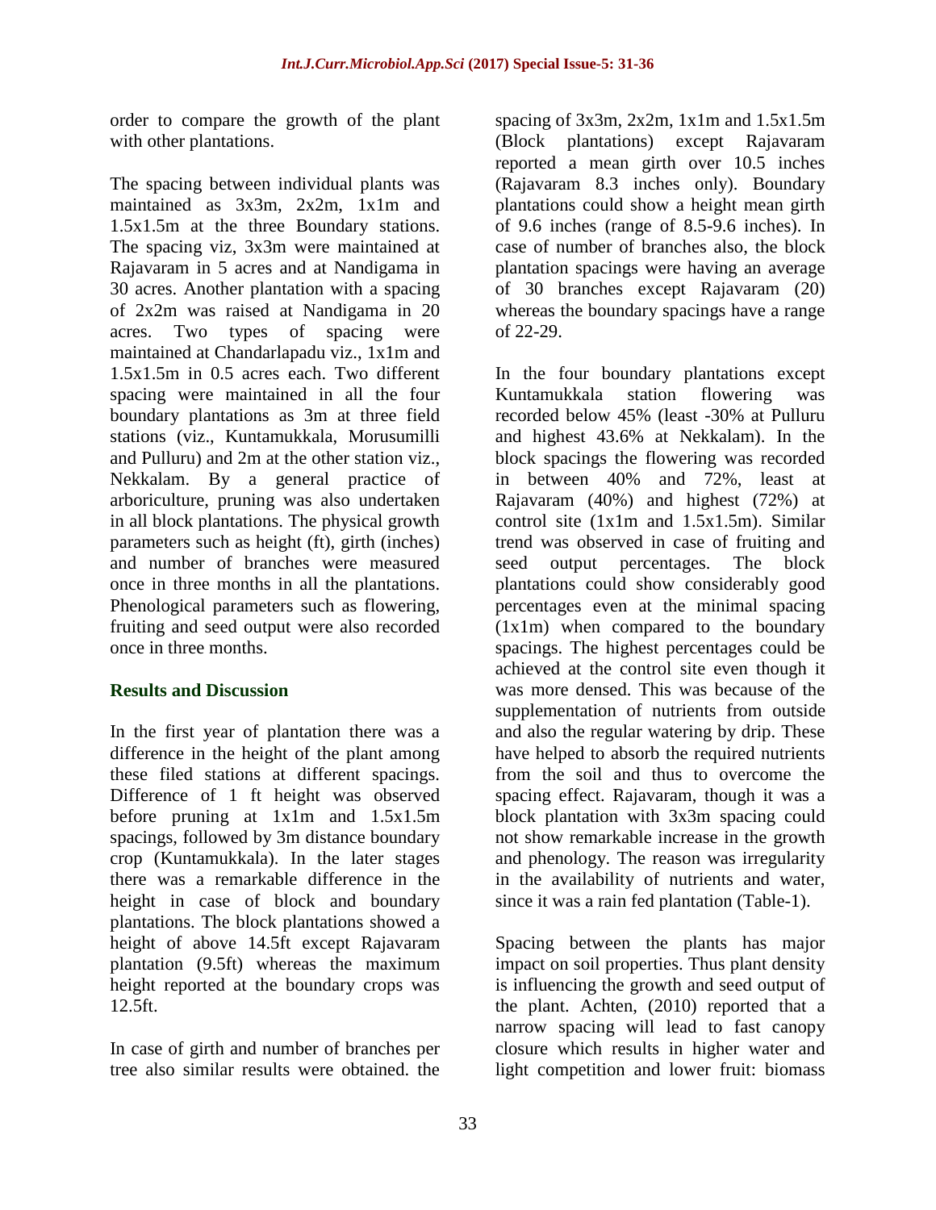order to compare the growth of the plant with other plantations.

The spacing between individual plants was maintained as 3x3m, 2x2m, 1x1m and 1.5x1.5m at the three Boundary stations. The spacing viz, 3x3m were maintained at Rajavaram in 5 acres and at Nandigama in 30 acres. Another plantation with a spacing of 2x2m was raised at Nandigama in 20 acres. Two types of spacing were maintained at Chandarlapadu viz., 1x1m and 1.5x1.5m in 0.5 acres each. Two different spacing were maintained in all the four boundary plantations as 3m at three field stations (viz., Kuntamukkala, Morusumilli and Pulluru) and 2m at the other station viz., Nekkalam. By a general practice of arboriculture, pruning was also undertaken in all block plantations. The physical growth parameters such as height (ft), girth (inches) and number of branches were measured once in three months in all the plantations. Phenological parameters such as flowering, fruiting and seed output were also recorded once in three months.

## Results and Discussion

In the first year of plantation there was a difference in the height of the plant among these filed stations at different spacings. Difference of 1 ft height was observed before pruning at 1x1m and 1.5x1.5m spacings, followed by 3m distance boundary crop (Kuntamukkala). In the later stages there was a remarkable difference in the height in case of block and boundary plantations. The block plantations showed a height of above 14.5ft except Rajavaram plantation (9.5ft) whereas the maximum height reported at the boundary crops was 12.5ft.

In case of girth and number of branches per tree also similar results were obtained. the spacing of 3x3m, 2x2m, 1x1m and 1.5x1.5m (Block plantations) except Rajavaram reported a mean girth over 10.5 inches (Rajavaram 8.3 inches only). Boundary plantations could show a height mean girth of 9.6 inches (range of 8.5-9.6 inches). In case of number of branches also, the block plantation spacings were having an average of 30 branches except Rajavaram (20) whereas the boundary spacings have a range of 22-29.

In the four boundary plantations except Kuntamukkala station flowering was recorded below 45% (least -30% at Pulluru and highest 43.6% at Nekkalam). In the block spacings the flowering was recorded in between 40% and 72%, least at Rajavaram (40%) and highest (72%) at control site (1x1m and 1.5x1.5m). Similar trend was observed in case of fruiting and seed output percentages. The block plantations could show considerably good percentages even at the minimal spacing (1x1m) when compared to the boundary spacings. The highest percentages could be achieved at the control site even though it was more densed. This was because of the supplementation of nutrients from outside and also the regular watering by drip. These have helped to absorb the required nutrients from the soil and thus to overcome the spacing effect. Rajavaram, though it was a block plantation with 3x3m spacing could not show remarkable increase in the growth and phenology. The reason was irregularity in the availability of nutrients and water, since it was a rain fed plantation (Table-1).

Spacing between the plants has major impact on soil properties. Thus plant density is influencing the growth and seed output of the plant. Achten, (2010) reported that a narrow spacing will lead to fast canopy closure which results in higher water and light competition and lower fruit: biomass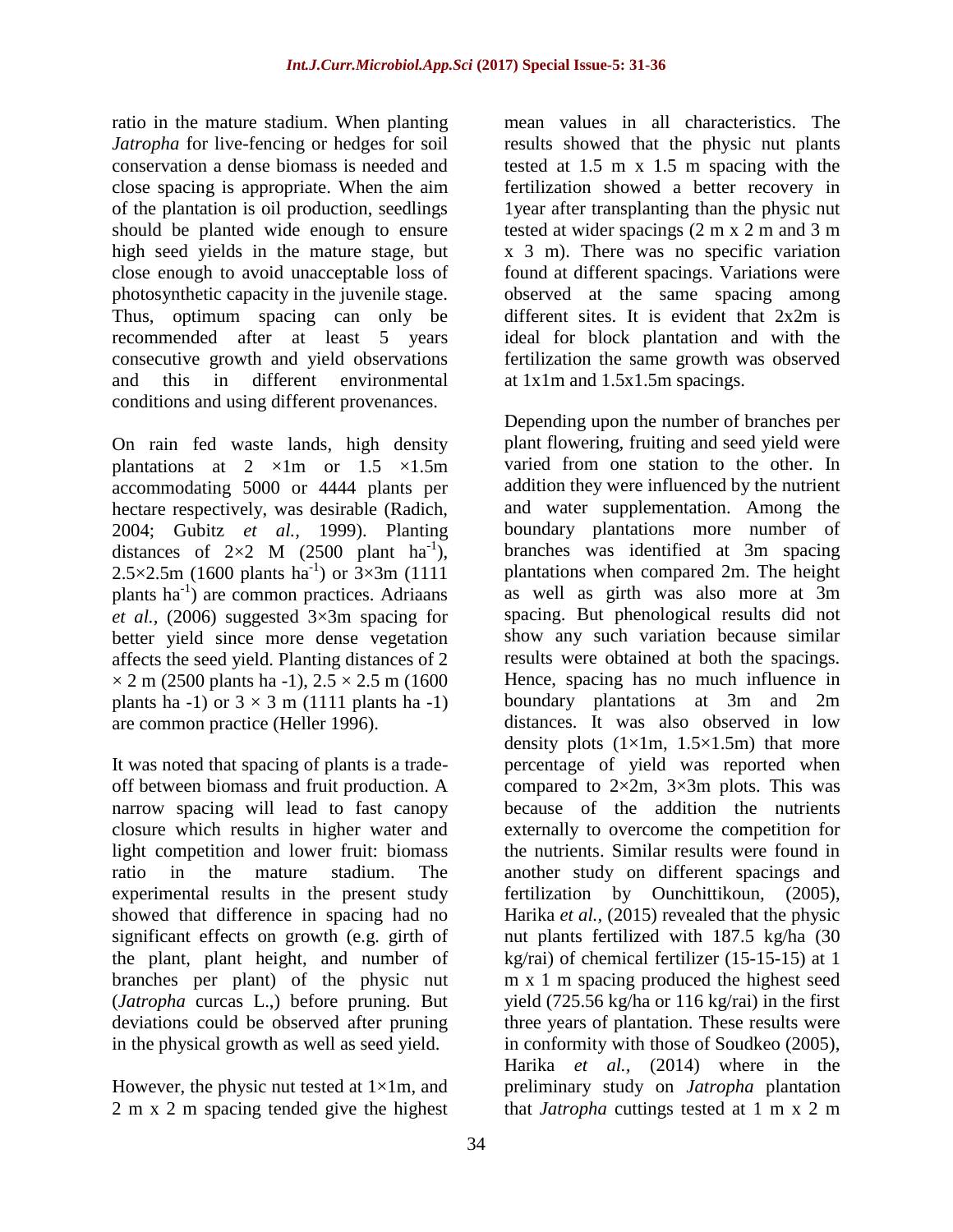ratio in the mature stadium. When planting *Jatropha* for live-fencing or hedges for soil conservation a dense biomass is needed and close spacing is appropriate. When the aim of the plantation is oil production, seedlings should be planted wide enough to ensure high seed yields in the mature stage, but close enough to avoid unacceptable loss of photosynthetic capacity in the juvenile stage. Thus, optimum spacing can only be recommended after at least 5 years consecutive growth and yield observations and this in different environmental conditions and using different provenances.

On rain fed waste lands, high density plantations at 2 ×1m or 1.5 ×1.5m accommodating 5000 or 4444 plants per hectare respectively, was desirable (Radich, 2004; Gubitz *et al.,* 1999). Planting distances of 2×2 M (2500 plant ha$^{-1}$), 2.5×2.5m (1600 plants ha$^{-1}$) or 3×3m (1111 plants ha$^{-1}$) are common practices. Adriaans *et al.,* (2006) suggested 3×3m spacing for better yield since more dense vegetation affects the seed yield. Planting distances of 2 × 2 m (2500 plants ha -1), 2.5 × 2.5 m (1600 plants ha -1) or 3 × 3 m (1111 plants ha -1) are common practice (Heller 1996).

It was noted that spacing of plants is a trade-off between biomass and fruit production. A narrow spacing will lead to fast canopy closure which results in higher water and light competition and lower fruit: biomass ratio in the mature stadium. The experimental results in the present study showed that difference in spacing had no significant effects on growth (e.g. girth of the plant, plant height, and number of branches per plant) of the physic nut (*Jatropha* curcas L.,) before pruning. But deviations could be observed after pruning in the physical growth as well as seed yield.

However, the physic nut tested at 1×1m, and 2 m x 2 m spacing tended give the highest mean values in all characteristics. The results showed that the physic nut plants tested at 1.5 m x 1.5 m spacing with the fertilization showed a better recovery in 1year after transplanting than the physic nut tested at wider spacings (2 m x 2 m and 3 m x 3 m). There was no specific variation found at different spacings. Variations were observed at the same spacing among different sites. It is evident that 2x2m is ideal for block plantation and with the fertilization the same growth was observed at 1x1m and 1.5x1.5m spacings.

Depending upon the number of branches per plant flowering, fruiting and seed yield were varied from one station to the other. In addition they were influenced by the nutrient and water supplementation. Among the boundary plantations more number of branches was identified at 3m spacing plantations when compared 2m. The height as well as girth was also more at 3m spacing. But phenological results did not show any such variation because similar results were obtained at both the spacings. Hence, spacing has no much influence in boundary plantations at 3m and 2m distances. It was also observed in low density plots (1×1m, 1.5×1.5m) that more percentage of yield was reported when compared to 2×2m, 3×3m plots. This was because of the addition the nutrients externally to overcome the competition for the nutrients. Similar results were found in another study on different spacings and fertilization by Ounchittikoun, (2005), Harika *et al.,* (2015) revealed that the physic nut plants fertilized with 187.5 kg/ha (30 kg/rai) of chemical fertilizer (15-15-15) at 1 m x 1 m spacing produced the highest seed yield (725.56 kg/ha or 116 kg/rai) in the first three years of plantation. These results were in conformity with those of Soudkeo (2005), Harika *et al.,* (2014) where in the preliminary study on *Jatropha* plantation that *Jatropha* cuttings tested at 1 m x 2 m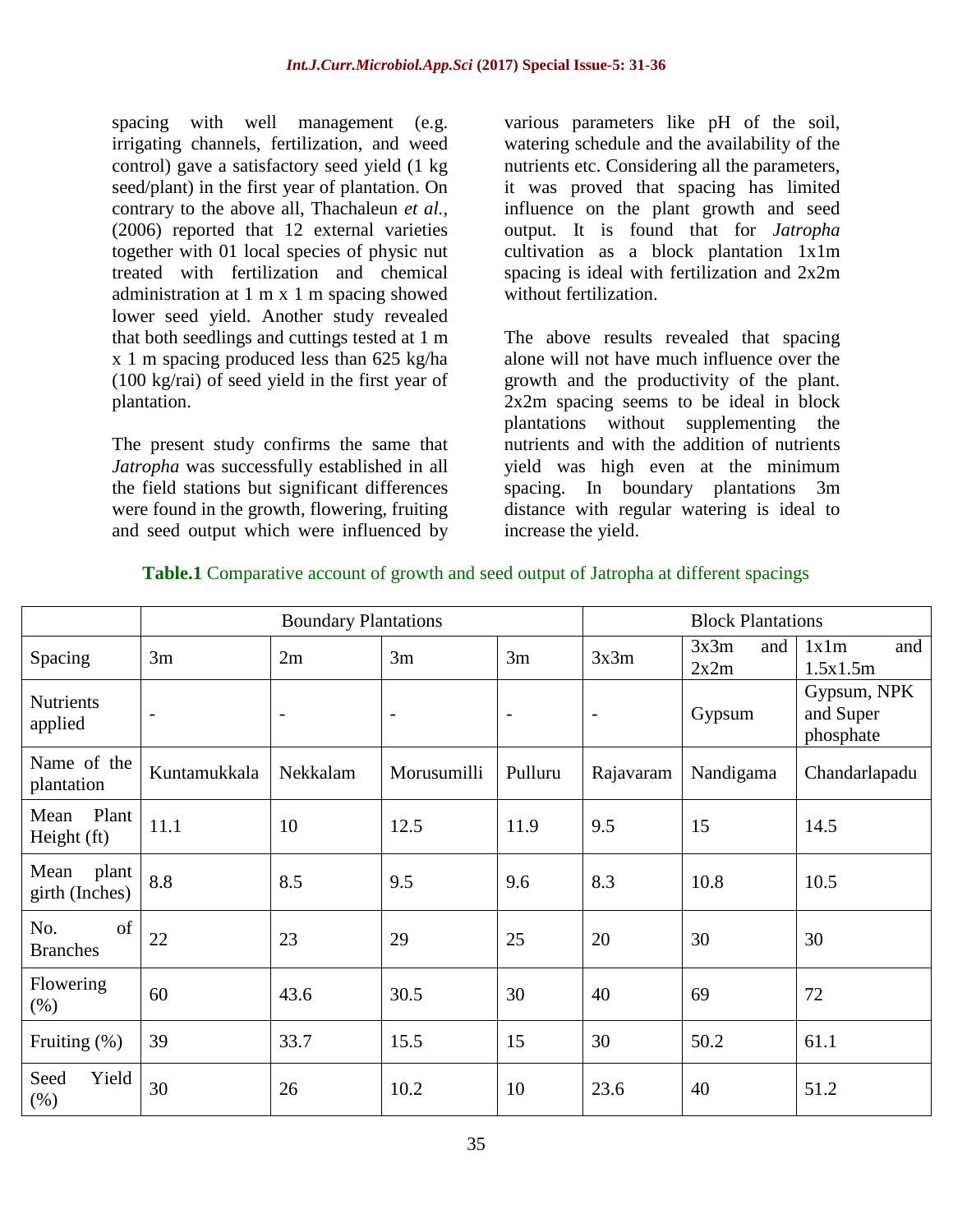spacing with well management (e.g. irrigating channels, fertilization, and weed control) gave a satisfactory seed yield (1 kg seed/plant) in the first year of plantation. On contrary to the above all, Thachaleun *et al.*, (2006) reported that 12 external varieties together with 01 local species of physic nut treated with fertilization and chemical administration at 1 m x 1 m spacing showed lower seed yield. Another study revealed that both seedlings and cuttings tested at 1 m x 1 m spacing produced less than 625 kg/ha (100 kg/rai) of seed yield in the first year of plantation.

The present study confirms the same that *Jatropha* was successfully established in all the field stations but significant differences were found in the growth, flowering, fruiting and seed output which were influenced by various parameters like pH of the soil, watering schedule and the availability of the nutrients etc. Considering all the parameters, it was proved that spacing has limited influence on the plant growth and seed output. It is found that for *Jatropha* cultivation as a block plantation 1x1m spacing is ideal with fertilization and 2x2m without fertilization.

The above results revealed that spacing alone will not have much influence over the growth and the productivity of the plant. 2x2m spacing seems to be ideal in block plantations without supplementing the nutrients and with the addition of nutrients yield was high even at the minimum spacing. In boundary plantations 3m distance with regular watering is ideal to increase the yield.

**Table.1** Comparative account of growth and seed output of Jatropha at different spacings

| | Boundary Plantations | | | | Block Plantations | | |
|---|---|---|---|---|---|---|---|
| Spacing | 3m | 2m | 3m | 3m | 3x3m | 3x3m and 2x2m | 1x1m and 1.5x1.5m |
| Nutrients applied | - | - | - | - | - | Gypsum | Gypsum, NPK and Super phosphate |
| Name of the plantation | Kuntamukkala | Nekkalam | Morusumilli | Pulluru | Rajavaram | Nandigama | Chandarlapadu |
| Mean Plant Height (ft) | 11.1 | 10 | 12.5 | 11.9 | 9.5 | 15 | 14.5 |
| Mean plant girth (Inches) | 8.8 | 8.5 | 9.5 | 9.6 | 8.3 | 10.8 | 10.5 |
| No. of Branches | 22 | 23 | 29 | 25 | 20 | 30 | 30 |
| Flowering (%) | 60 | 43.6 | 30.5 | 30 | 40 | 69 | 72 |
| Fruiting (%) | 39 | 33.7 | 15.5 | 15 | 30 | 50.2 | 61.1 |
| Seed Yield (%) | 30 | 26 | 10.2 | 10 | 23.6 | 40 | 51.2 |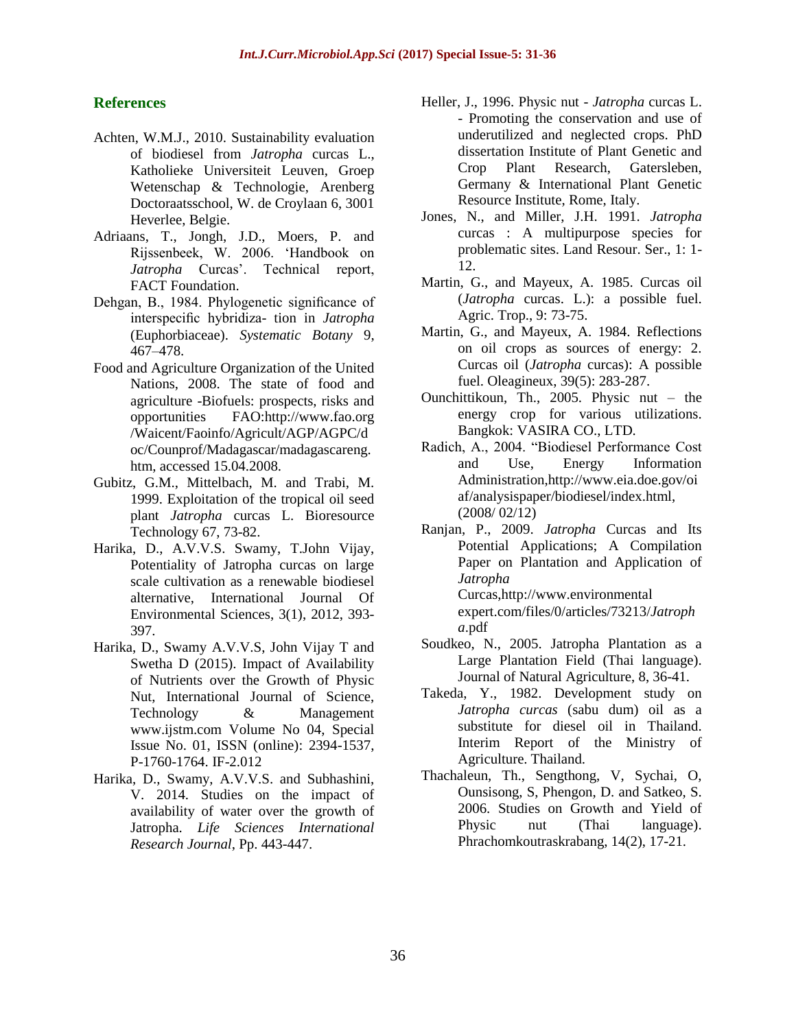## References

Achten, W.M.J., 2010. Sustainability evaluation of biodiesel from *Jatropha* curcas L., Katholieke Universiteit Leuven, Groep Wetenschap & Technologie, Arenberg Doctoraatsschool, W. de Croylaan 6, 3001 Heverlee, Belgie.

Adriaans, T., Jongh, J.D., Moers, P. and Rijssenbeek, W. 2006. 'Handbook on *Jatropha* Curcas'. Technical report, FACT Foundation.

Dehgan, B., 1984. Phylogenetic significance of interspecific hybridiza- tion in *Jatropha* (Euphorbiaceae). *Systematic Botany* 9, 467–478.

Food and Agriculture Organization of the United Nations, 2008. The state of food and agriculture -Biofuels: prospects, risks and opportunities FAO:http://www.fao.org /Waicent/Faoinfo/Agricult/AGP/AGPC/doc/Counprof/Madagascar/madagascareng.htm, accessed 15.04.2008.

Gubitz, G.M., Mittelbach, M. and Trabi, M. 1999. Exploitation of the tropical oil seed plant *Jatropha* curcas L. Bioresource Technology 67, 73-82.

Harika, D., A.V.V.S. Swamy, T.John Vijay, Potentiality of Jatropha curcas on large scale cultivation as a renewable biodiesel alternative, International Journal Of Environmental Sciences, 3(1), 2012, 393-397.

Harika, D., Swamy A.V.V.S, John Vijay T and Swetha D (2015). Impact of Availability of Nutrients over the Growth of Physic Nut, International Journal of Science, Technology & Management www.ijstm.com Volume No 04, Special Issue No. 01, ISSN (online): 2394-1537, P-1760-1764. IF-2.012

Harika, D., Swamy, A.V.V.S. and Subhashini, V. 2014. Studies on the impact of availability of water over the growth of Jatropha. *Life Sciences International Research Journal*, Pp. 443-447.

Heller, J., 1996. Physic nut - *Jatropha* curcas L. - Promoting the conservation and use of underutilized and neglected crops. PhD dissertation Institute of Plant Genetic and Crop Plant Research, Gatersleben, Germany & International Plant Genetic Resource Institute, Rome, Italy.

Jones, N., and Miller, J.H. 1991. *Jatropha* curcas : A multipurpose species for problematic sites. Land Resour. Ser., 1: 1-12.

Martin, G., and Mayeux, A. 1985. Curcas oil (*Jatropha* curcas. L.): a possible fuel. Agric. Trop., 9: 73-75.

Martin, G., and Mayeux, A. 1984. Reflections on oil crops as sources of energy: 2. Curcas oil (*Jatropha* curcas): A possible fuel. Oleagineux, 39(5): 283-287.

Ounchittikoun, Th., 2005. Physic nut – the energy crop for various utilizations. Bangkok: VASIRA CO., LTD.

Radich, A., 2004. "Biodiesel Performance Cost and Use, Energy Information Administration,http://www.eia.doe.gov/oiaf/analysispaper/biodiesel/index.html, (2008/ 02/12)

Ranjan, P., 2009. *Jatropha* Curcas and Its Potential Applications; A Compilation Paper on Plantation and Application of *Jatropha* Curcas,http://www.environmental expert.com/files/0/articles/73213/*Jatropha*.pdf

Soudkeo, N., 2005. Jatropha Plantation as a Large Plantation Field (Thai language). Journal of Natural Agriculture, 8, 36-41.

Takeda, Y., 1982. Development study on *Jatropha curcas* (sabu dum) oil as a substitute for diesel oil in Thailand. Interim Report of the Ministry of Agriculture. Thailand.

Thachaleun, Th., Sengthong, V, Sychai, O, Ounsisong, S, Phengon, D. and Satkeo, S. 2006. Studies on Growth and Yield of Physic nut (Thai language). Phrachomkoutraskrabang, 14(2), 17-21.